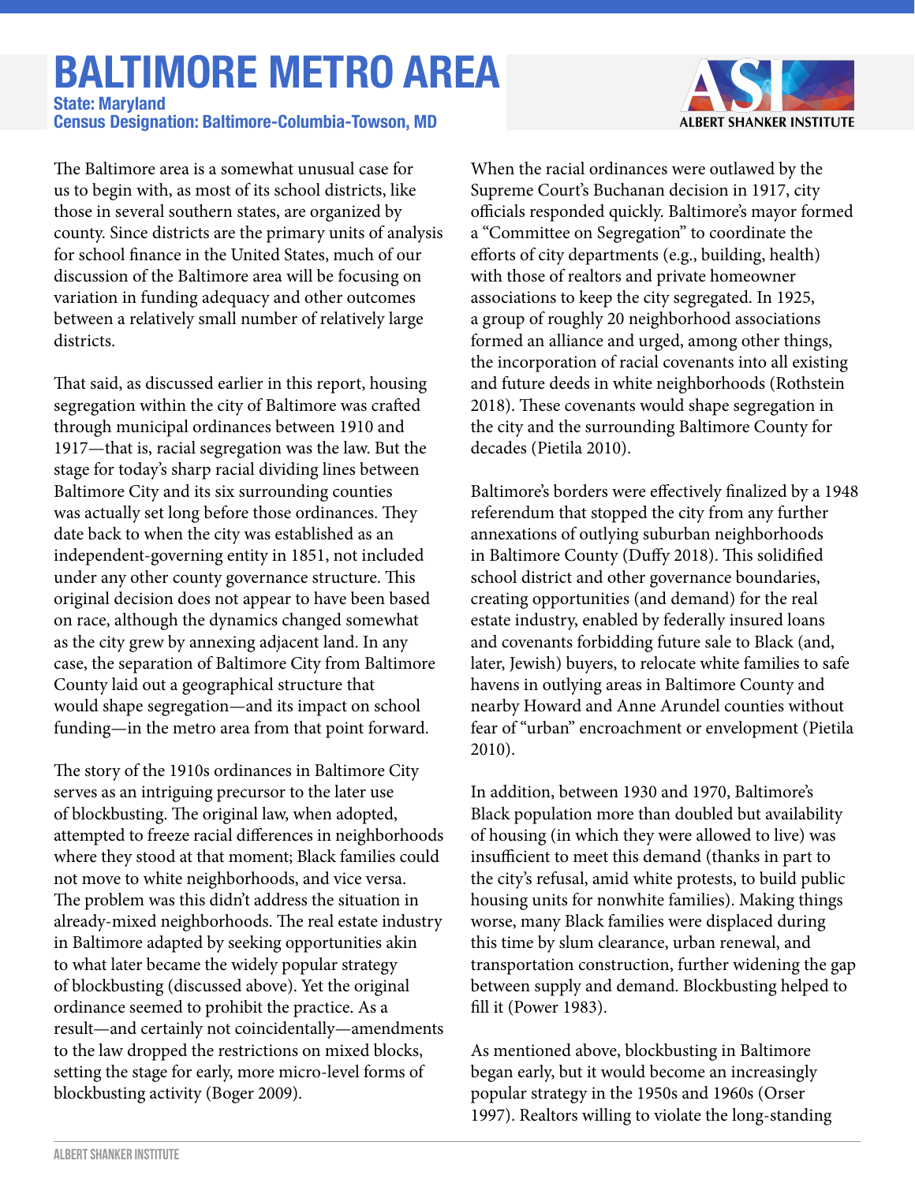# BALTIMORE METRO AREA

**State: Maryland**
**Census Designation: Baltimore-Columbia-Towson, MD**

The Baltimore area is a somewhat unusual case for us to begin with, as most of its school districts, like those in several southern states, are organized by county. Since districts are the primary units of analysis for school finance in the United States, much of our discussion of the Baltimore area will be focusing on variation in funding adequacy and other outcomes between a relatively small number of relatively large districts.

That said, as discussed earlier in this report, housing segregation within the city of Baltimore was crafted through municipal ordinances between 1910 and 1917—that is, racial segregation was the law. But the stage for today's sharp racial dividing lines between Baltimore City and its six surrounding counties was actually set long before those ordinances. They date back to when the city was established as an independent-governing entity in 1851, not included under any other county governance structure. This original decision does not appear to have been based on race, although the dynamics changed somewhat as the city grew by annexing adjacent land. In any case, the separation of Baltimore City from Baltimore County laid out a geographical structure that would shape segregation—and its impact on school funding—in the metro area from that point forward.

The story of the 1910s ordinances in Baltimore City serves as an intriguing precursor to the later use of blockbusting. The original law, when adopted, attempted to freeze racial differences in neighborhoods where they stood at that moment; Black families could not move to white neighborhoods, and vice versa. The problem was this didn't address the situation in already-mixed neighborhoods. The real estate industry in Baltimore adapted by seeking opportunities akin to what later became the widely popular strategy of blockbusting (discussed above). Yet the original ordinance seemed to prohibit the practice. As a result—and certainly not coincidentally—amendments to the law dropped the restrictions on mixed blocks, setting the stage for early, more micro-level forms of blockbusting activity (Boger 2009).

When the racial ordinances were outlawed by the Supreme Court's Buchanan decision in 1917, city officials responded quickly. Baltimore's mayor formed a "Committee on Segregation" to coordinate the efforts of city departments (e.g., building, health) with those of realtors and private homeowner associations to keep the city segregated. In 1925, a group of roughly 20 neighborhood associations formed an alliance and urged, among other things, the incorporation of racial covenants into all existing and future deeds in white neighborhoods (Rothstein 2018). These covenants would shape segregation in the city and the surrounding Baltimore County for decades (Pietila 2010).

Baltimore's borders were effectively finalized by a 1948 referendum that stopped the city from any further annexations of outlying suburban neighborhoods in Baltimore County (Duffy 2018). This solidified school district and other governance boundaries, creating opportunities (and demand) for the real estate industry, enabled by federally insured loans and covenants forbidding future sale to Black (and, later, Jewish) buyers, to relocate white families to safe havens in outlying areas in Baltimore County and nearby Howard and Anne Arundel counties without fear of "urban" encroachment or envelopment (Pietila 2010).

In addition, between 1930 and 1970, Baltimore's Black population more than doubled but availability of housing (in which they were allowed to live) was insufficient to meet this demand (thanks in part to the city's refusal, amid white protests, to build public housing units for nonwhite families). Making things worse, many Black families were displaced during this time by slum clearance, urban renewal, and transportation construction, further widening the gap between supply and demand. Blockbusting helped to fill it (Power 1983).

As mentioned above, blockbusting in Baltimore began early, but it would become an increasingly popular strategy in the 1950s and 1960s (Orser 1997). Realtors willing to violate the long-standing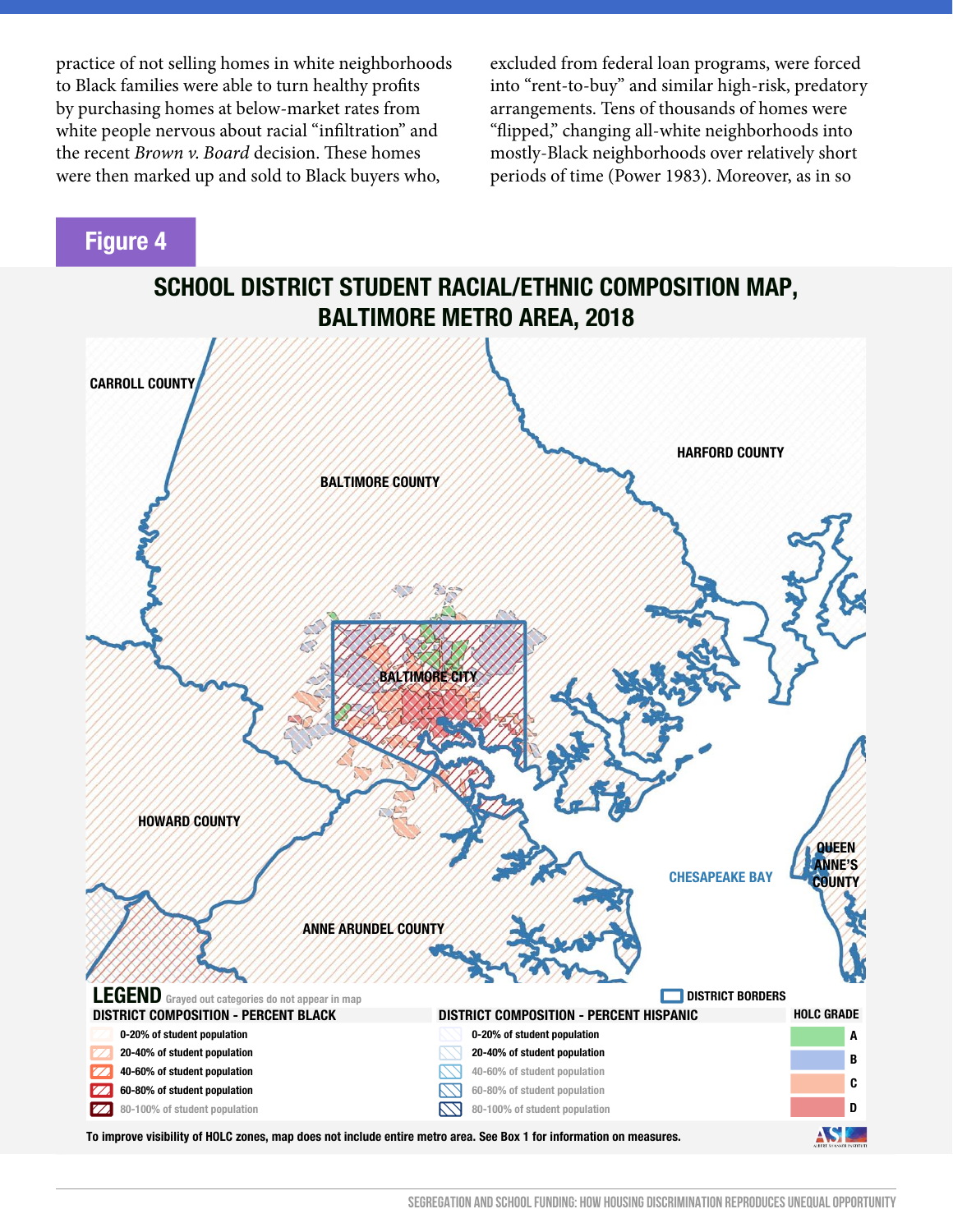practice of not selling homes in white neighborhoods to Black families were able to turn healthy profits by purchasing homes at below-market rates from white people nervous about racial "infiltration" and the recent *Brown v. Board* decision. These homes were then marked up and sold to Black buyers who, excluded from federal loan programs, were forced into "rent-to-buy" and similar high-risk, predatory arrangements. Tens of thousands of homes were "flipped," changing all-white neighborhoods into mostly-Black neighborhoods over relatively short periods of time (Power 1983). Moreover, as in so

**Figure 4**

## SCHOOL DISTRICT STUDENT RACIAL/ETHNIC COMPOSITION MAP, BALTIMORE METRO AREA, 2018

CARROLL COUNTY
BALTIMORE COUNTY
HARFORD COUNTY
BALTIMORE CITY
HOWARD COUNTY
ANNE ARUNDEL COUNTY
CHESAPEAKE BAY
QUEEN ANNE'S COUNTY

**LEGEND** Grayed out categories do not appear in map

DISTRICT BORDERS

| DISTRICT COMPOSITION - PERCENT BLACK | DISTRICT COMPOSITION - PERCENT HISPANIC | HOLC GRADE |
|---|---|---|
| 0-20% of student population | 0-20% of student population | A |
| 20-40% of student population | 20-40% of student population | B |
| 40-60% of student population | 40-60% of student population | C |
| 60-80% of student population | 60-80% of student population | D |
| 80-100% of student population | 80-100% of student population | |

To improve visibility of HOLC zones, map does not include entire metro area. See Box 1 for information on measures.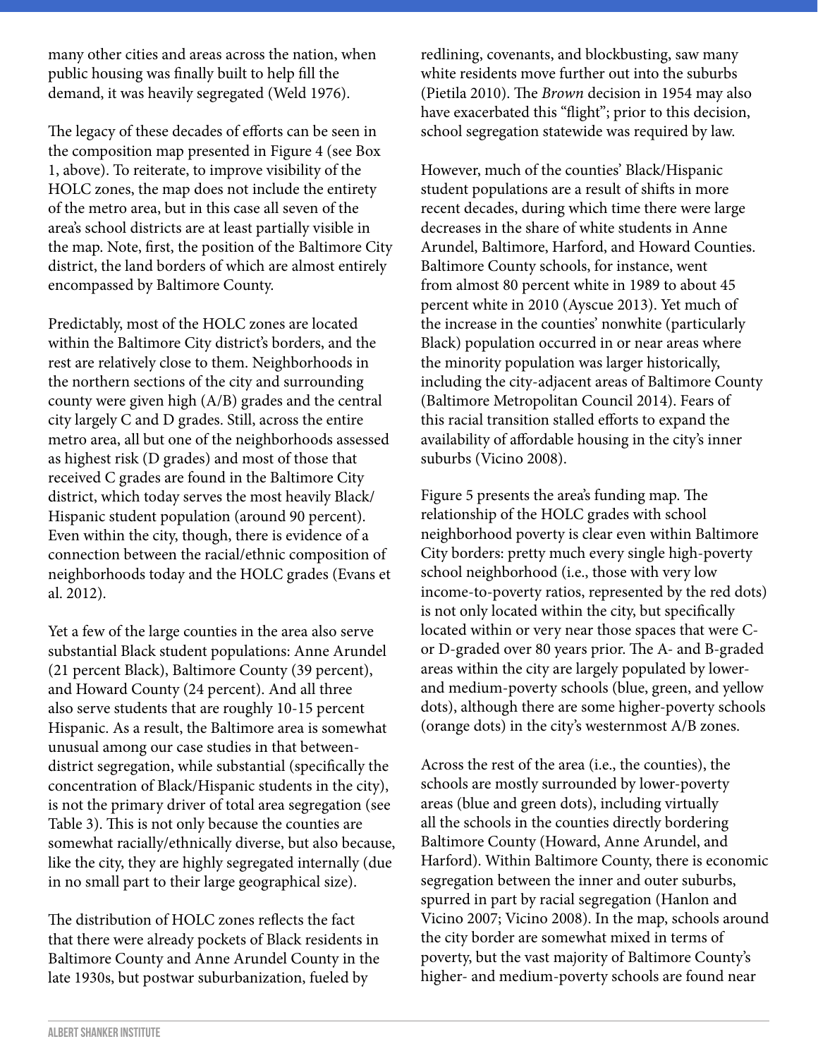many other cities and areas across the nation, when public housing was finally built to help fill the demand, it was heavily segregated (Weld 1976).

The legacy of these decades of efforts can be seen in the composition map presented in Figure 4 (see Box 1, above). To reiterate, to improve visibility of the HOLC zones, the map does not include the entirety of the metro area, but in this case all seven of the area's school districts are at least partially visible in the map. Note, first, the position of the Baltimore City district, the land borders of which are almost entirely encompassed by Baltimore County.

Predictably, most of the HOLC zones are located within the Baltimore City district's borders, and the rest are relatively close to them. Neighborhoods in the northern sections of the city and surrounding county were given high (A/B) grades and the central city largely C and D grades. Still, across the entire metro area, all but one of the neighborhoods assessed as highest risk (D grades) and most of those that received C grades are found in the Baltimore City district, which today serves the most heavily Black/Hispanic student population (around 90 percent). Even within the city, though, there is evidence of a connection between the racial/ethnic composition of neighborhoods today and the HOLC grades (Evans et al. 2012).

Yet a few of the large counties in the area also serve substantial Black student populations: Anne Arundel (21 percent Black), Baltimore County (39 percent), and Howard County (24 percent). And all three also serve students that are roughly 10-15 percent Hispanic. As a result, the Baltimore area is somewhat unusual among our case studies in that between-district segregation, while substantial (specifically the concentration of Black/Hispanic students in the city), is not the primary driver of total area segregation (see Table 3). This is not only because the counties are somewhat racially/ethnically diverse, but also because, like the city, they are highly segregated internally (due in no small part to their large geographical size).

The distribution of HOLC zones reflects the fact that there were already pockets of Black residents in Baltimore County and Anne Arundel County in the late 1930s, but postwar suburbanization, fueled by redlining, covenants, and blockbusting, saw many white residents move further out into the suburbs (Pietila 2010). The *Brown* decision in 1954 may also have exacerbated this "flight"; prior to this decision, school segregation statewide was required by law.

However, much of the counties' Black/Hispanic student populations are a result of shifts in more recent decades, during which time there were large decreases in the share of white students in Anne Arundel, Baltimore, Harford, and Howard Counties. Baltimore County schools, for instance, went from almost 80 percent white in 1989 to about 45 percent white in 2010 (Ayscue 2013). Yet much of the increase in the counties' nonwhite (particularly Black) population occurred in or near areas where the minority population was larger historically, including the city-adjacent areas of Baltimore County (Baltimore Metropolitan Council 2014). Fears of this racial transition stalled efforts to expand the availability of affordable housing in the city's inner suburbs (Vicino 2008).

Figure 5 presents the area's funding map. The relationship of the HOLC grades with school neighborhood poverty is clear even within Baltimore City borders: pretty much every single high-poverty school neighborhood (i.e., those with very low income-to-poverty ratios, represented by the red dots) is not only located within the city, but specifically located within or very near those spaces that were C- or D-graded over 80 years prior. The A- and B-graded areas within the city are largely populated by lower- and medium-poverty schools (blue, green, and yellow dots), although there are some higher-poverty schools (orange dots) in the city's westernmost A/B zones.

Across the rest of the area (i.e., the counties), the schools are mostly surrounded by lower-poverty areas (blue and green dots), including virtually all the schools in the counties directly bordering Baltimore County (Howard, Anne Arundel, and Harford). Within Baltimore County, there is economic segregation between the inner and outer suburbs, spurred in part by racial segregation (Hanlon and Vicino 2007; Vicino 2008). In the map, schools around the city border are somewhat mixed in terms of poverty, but the vast majority of Baltimore County's higher- and medium-poverty schools are found near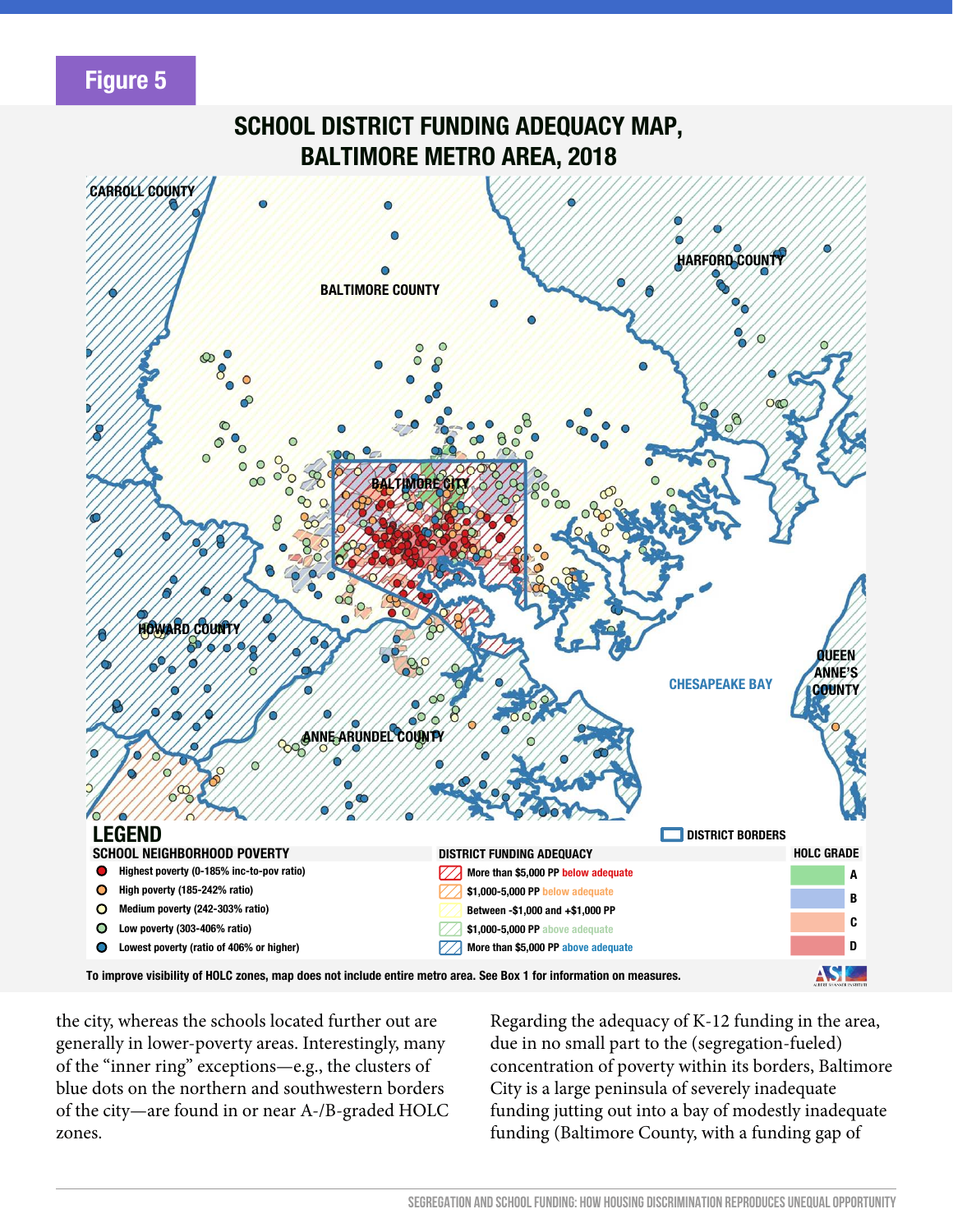## Figure 5

### SCHOOL DISTRICT FUNDING ADEQUACY MAP, BALTIMORE METRO AREA, 2018

**LEGEND**

| SCHOOL NEIGHBORHOOD POVERTY | DISTRICT FUNDING ADEQUACY | HOLC GRADE |
|---|---|---|
| Highest poverty (0-185% inc-to-pov ratio) | More than $5,000 PP below adequate | A |
| High poverty (185-242% ratio) | $1,000-5,000 PP below adequate | B |
| Medium poverty (242-303% ratio) | Between -$1,000 and +$1,000 PP | C |
| Low poverty (303-406% ratio) | $1,000-5,000 PP above adequate | D |
| Lowest poverty (ratio of 406% or higher) | More than $5,000 PP above adequate | |

DISTRICT BORDERS

To improve visibility of HOLC zones, map does not include entire metro area. See Box 1 for information on measures.

the city, whereas the schools located further out are generally in lower-poverty areas. Interestingly, many of the "inner ring" exceptions—e.g., the clusters of blue dots on the northern and southwestern borders of the city—are found in or near A-/B-graded HOLC zones.

Regarding the adequacy of K-12 funding in the area, due in no small part to the (segregation-fueled) concentration of poverty within its borders, Baltimore City is a large peninsula of severely inadequate funding jutting out into a bay of modestly inadequate funding (Baltimore County, with a funding gap of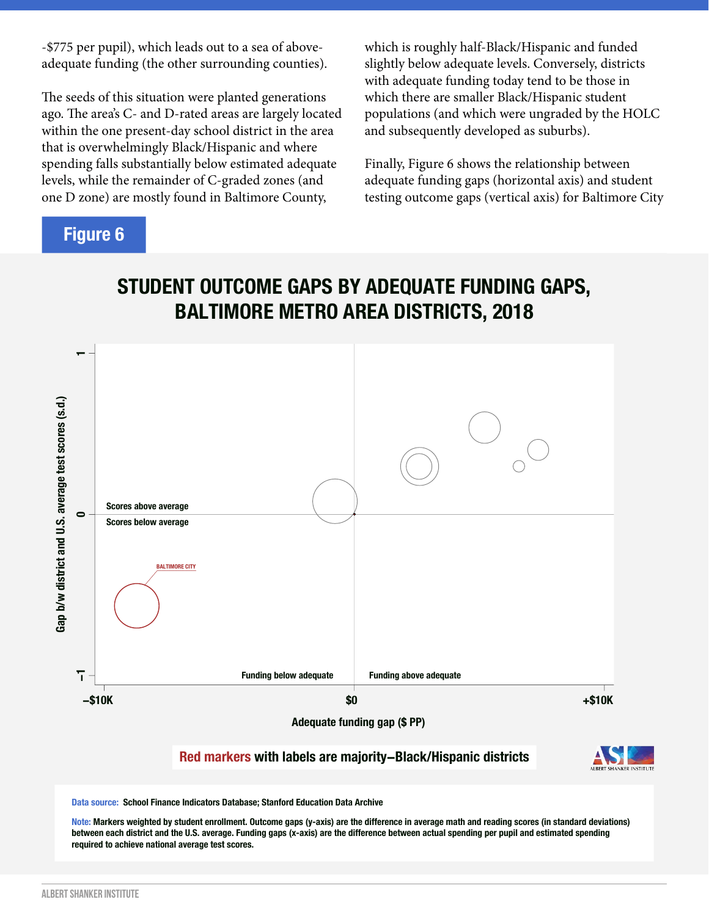-$775 per pupil), which leads out to a sea of above-adequate funding (the other surrounding counties).

The seeds of this situation were planted generations ago. The area's C- and D-rated areas are largely located within the one present-day school district in the area that is overwhelmingly Black/Hispanic and where spending falls substantially below estimated adequate levels, while the remainder of C-graded zones (and one D zone) are mostly found in Baltimore County, which is roughly half-Black/Hispanic and funded slightly below adequate levels. Conversely, districts with adequate funding today tend to be those in which there are smaller Black/Hispanic student populations (and which were ungraded by the HOLC and subsequently developed as suburbs).

Finally, Figure 6 shows the relationship between adequate funding gaps (horizontal axis) and student testing outcome gaps (vertical axis) for Baltimore City

## Figure 6

### STUDENT OUTCOME GAPS BY ADEQUATE FUNDING GAPS, BALTIMORE METRO AREA DISTRICTS, 2018

Red markers with labels are majority–Black/Hispanic districts

**Data source:** School Finance Indicators Database; Stanford Education Data Archive

**Note:** Markers weighted by student enrollment. Outcome gaps (y-axis) are the difference in average math and reading scores (in standard deviations) between each district and the U.S. average. Funding gaps (x-axis) are the difference between actual spending per pupil and estimated spending required to achieve national average test scores.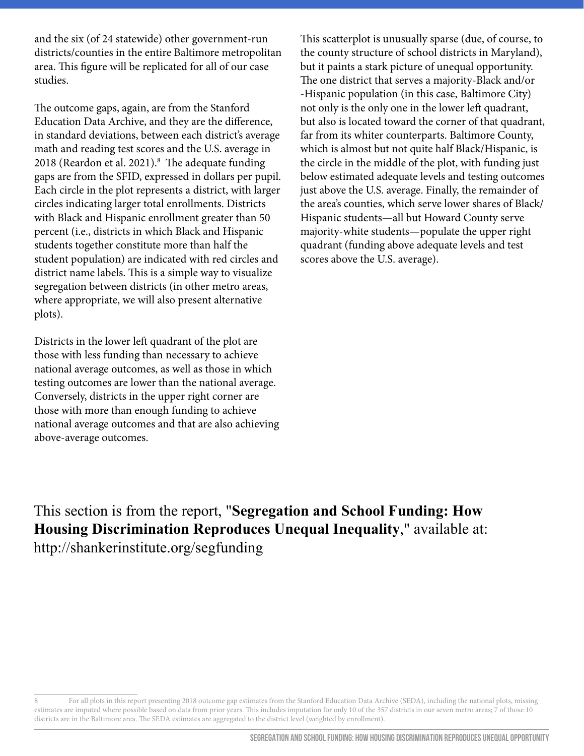and the six (of 24 statewide) other government-run districts/counties in the entire Baltimore metropolitan area. This figure will be replicated for all of our case studies.

The outcome gaps, again, are from the Stanford Education Data Archive, and they are the difference, in standard deviations, between each district's average math and reading test scores and the U.S. average in 2018 (Reardon et al. 2021).[8] The adequate funding gaps are from the SFID, expressed in dollars per pupil. Each circle in the plot represents a district, with larger circles indicating larger total enrollments. Districts with Black and Hispanic enrollment greater than 50 percent (i.e., districts in which Black and Hispanic students together constitute more than half the student population) are indicated with red circles and district name labels. This is a simple way to visualize segregation between districts (in other metro areas, where appropriate, we will also present alternative plots).

Districts in the lower left quadrant of the plot are those with less funding than necessary to achieve national average outcomes, as well as those in which testing outcomes are lower than the national average. Conversely, districts in the upper right corner are those with more than enough funding to achieve national average outcomes and that are also achieving above-average outcomes.

This scatterplot is unusually sparse (due, of course, to the county structure of school districts in Maryland), but it paints a stark picture of unequal opportunity. The one district that serves a majority-Black and/or -Hispanic population (in this case, Baltimore City) not only is the only one in the lower left quadrant, but also is located toward the corner of that quadrant, far from its whiter counterparts. Baltimore County, which is almost but not quite half Black/Hispanic, is the circle in the middle of the plot, with funding just below estimated adequate levels and testing outcomes just above the U.S. average. Finally, the remainder of the area's counties, which serve lower shares of Black/Hispanic students—all but Howard County serve majority-white students—populate the upper right quadrant (funding above adequate levels and test scores above the U.S. average).

This section is from the report, "**Segregation and School Funding: How Housing Discrimination Reproduces Unequal Inequality**," available at: http://shankerinstitute.org/segfunding

[8] For all plots in this report presenting 2018 outcome gap estimates from the Stanford Education Data Archive (SEDA), including the national plots, missing estimates are imputed where possible based on data from prior years. This includes imputation for only 10 of the 357 districts in our seven metro areas; 7 of those 10 districts are in the Baltimore area. The SEDA estimates are aggregated to the district level (weighted by enrollment).